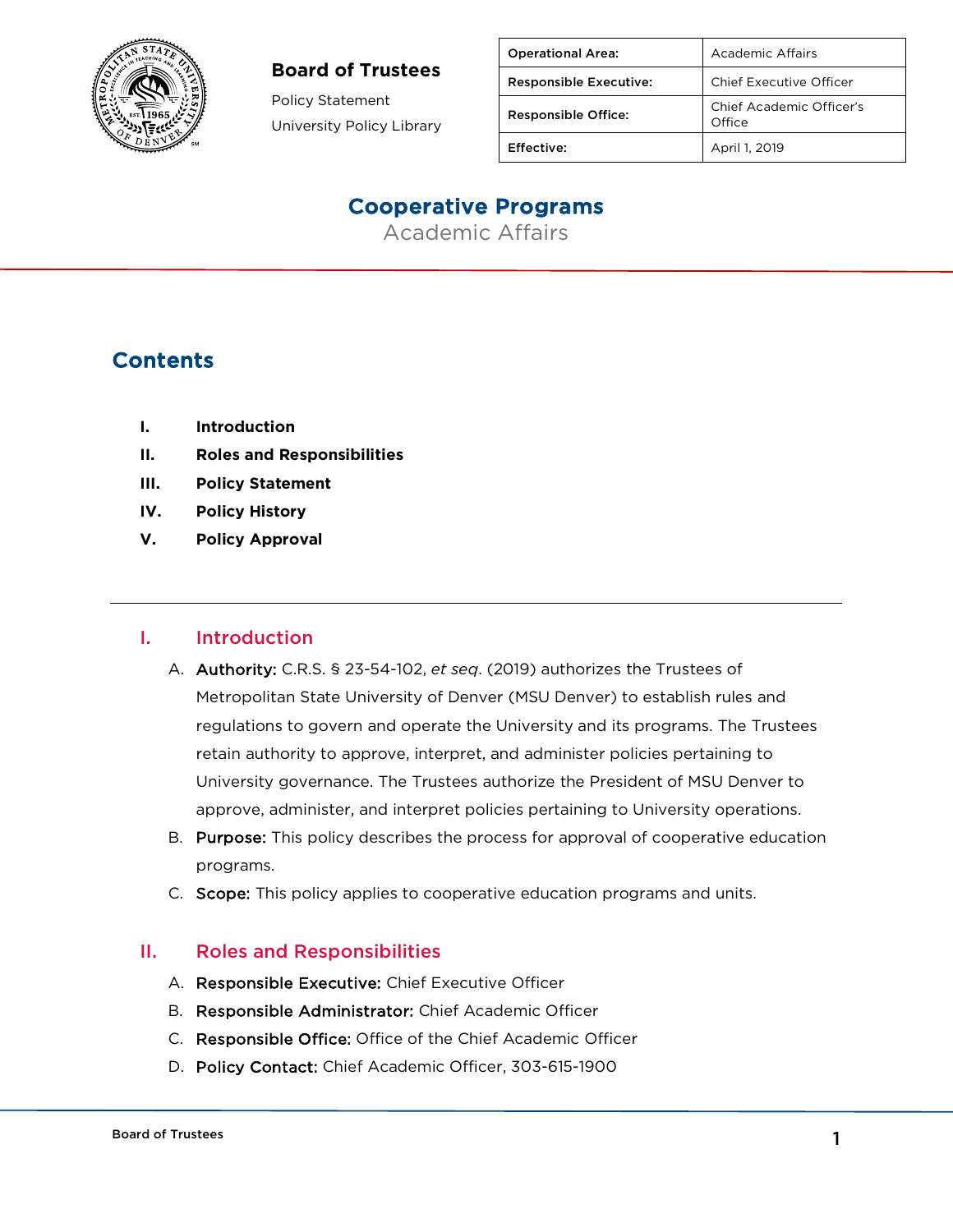**Board of Trustees**

Policy Statement

University Policy Library

| Operational Area: | Academic Affairs |
| --- | --- |
| Responsible Executive: | Chief Executive Officer |
| Responsible Office: | Chief Academic Officer's Office |
| Effective: | April 1, 2019 |

# Cooperative Programs

Academic Affairs

## Contents

I. **Introduction**

II. **Roles and Responsibilities**

III. **Policy Statement**

IV. **Policy History**

V. **Policy Approval**

---

## I. Introduction

A. **Authority:** C.R.S. § 23-54-102, *et seq*. (2019) authorizes the Trustees of Metropolitan State University of Denver (MSU Denver) to establish rules and regulations to govern and operate the University and its programs. The Trustees retain authority to approve, interpret, and administer policies pertaining to University governance. The Trustees authorize the President of MSU Denver to approve, administer, and interpret policies pertaining to University operations.

B. **Purpose:** This policy describes the process for approval of cooperative education programs.

C. **Scope:** This policy applies to cooperative education programs and units.

## II. Roles and Responsibilities

A. **Responsible Executive:** Chief Executive Officer

B. **Responsible Administrator:** Chief Academic Officer

C. **Responsible Office:** Office of the Chief Academic Officer

D. **Policy Contact:** Chief Academic Officer, 303-615-1900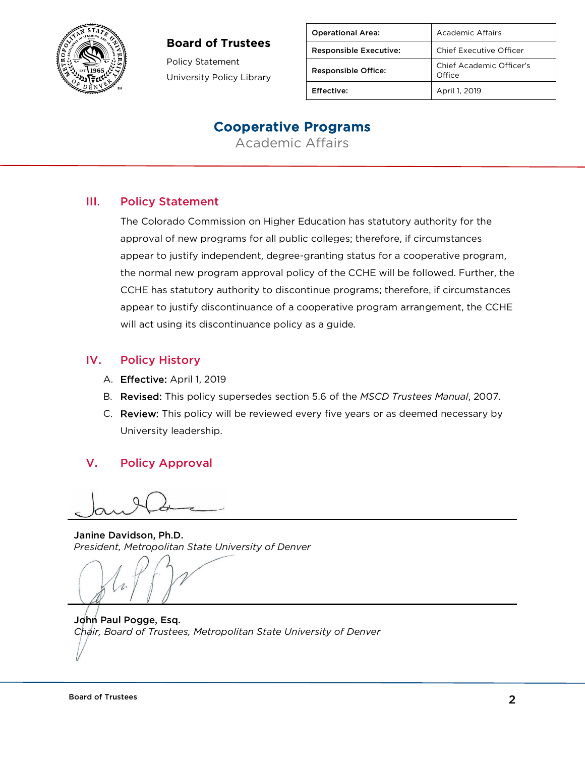**Board of Trustees**

Policy Statement

University Policy Library

| | |
|---|---|
| **Operational Area:** | Academic Affairs |
| **Responsible Executive:** | Chief Executive Officer |
| **Responsible Office:** | Chief Academic Officer's Office |
| **Effective:** | April 1, 2019 |

# Cooperative Programs

Academic Affairs

## III. Policy Statement

The Colorado Commission on Higher Education has statutory authority for the approval of new programs for all public colleges; therefore, if circumstances appear to justify independent, degree-granting status for a cooperative program, the normal new program approval policy of the CCHE will be followed. Further, the CCHE has statutory authority to discontinue programs; therefore, if circumstances appear to justify discontinuance of a cooperative program arrangement, the CCHE will act using its discontinuance policy as a guide.

## IV. Policy History

A. **Effective:** April 1, 2019

B. **Revised:** This policy supersedes section 5.6 of the *MSCD Trustees Manual*, 2007.

C. **Review:** This policy will be reviewed every five years or as deemed necessary by University leadership.

## V. Policy Approval

**Janine Davidson, Ph.D.**
*President, Metropolitan State University of Denver*

**John Paul Pogge, Esq.**
*Chair, Board of Trustees, Metropolitan State University of Denver*